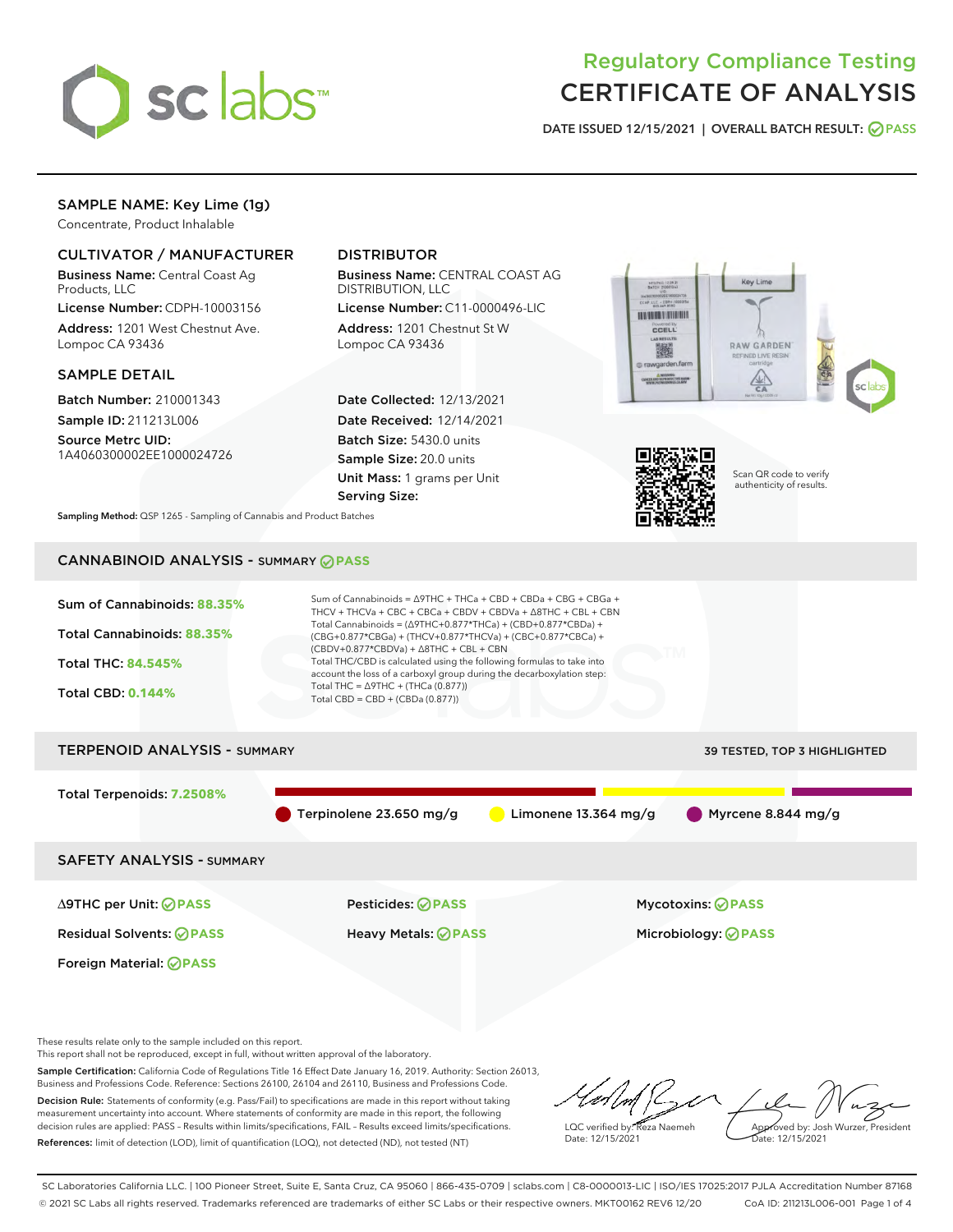# Regulatory Compliance Testing
# CERTIFICATE OF ANALYSIS

DATE ISSUED 12/15/2021 | OVERALL BATCH RESULT: PASS

## SAMPLE NAME: Key Lime (1g)

Concentrate, Product Inhalable

### CULTIVATOR / MANUFACTURER

Business Name: Central Coast Ag Products, LLC

License Number: CDPH-10003156

Address: 1201 West Chestnut Ave. Lompoc CA 93436

### DISTRIBUTOR

Business Name: CENTRAL COAST AG DISTRIBUTION, LLC

License Number: C11-0000496-LIC

Address: 1201 Chestnut St W Lompoc CA 93436

### SAMPLE DETAIL

Batch Number: 210001343

Sample ID: 211213L006

Source Metrc UID: 1A4060300002EE1000024726

Date Collected: 12/13/2021

Date Received: 12/14/2021

Batch Size: 5430.0 units

Sample Size: 20.0 units

Unit Mass: 1 grams per Unit

Serving Size:

Scan QR code to verify authenticity of results.

Sampling Method: QSP 1265 - Sampling of Cannabis and Product Batches

## CANNABINOID ANALYSIS - SUMMARY PASS

Sum of Cannabinoids: **88.35%**

Total Cannabinoids: **88.35%**

Total THC: **84.545%**

Total CBD: **0.144%**

Sum of Cannabinoids = Δ9THC + THCa + CBD + CBDa + CBG + CBGa + THCV + THCVa + CBC + CBCa + CBDV + CBDVa + Δ8THC + CBL + CBN

Total Cannabinoids = (Δ9THC+0.877*THCa) + (CBD+0.877*CBDa) + (CBG+0.877*CBGa) + (THCV+0.877*THCVa) + (CBC+0.877*CBCa) + (CBDV+0.877*CBDVa) + Δ8THC + CBL + CBN

Total THC/CBD is calculated using the following formulas to take into account the loss of a carboxyl group during the decarboxylation step:

Total THC = Δ9THC + (THCa (0.877))

Total CBD = CBD + (CBDa (0.877))

## TERPENOID ANALYSIS - SUMMARY

39 TESTED, TOP 3 HIGHLIGHTED

Total Terpenoids: **7.2508%**

Terpinolene 23.650 mg/g | Limonene 13.364 mg/g | Myrcene 8.844 mg/g

## SAFETY ANALYSIS - SUMMARY

| | | |
|---|---|---|
| Δ9THC per Unit: PASS | Pesticides: PASS | Mycotoxins: PASS |
| Residual Solvents: PASS | Heavy Metals: PASS | Microbiology: PASS |
| Foreign Material: PASS | | |

These results relate only to the sample included on this report.

This report shall not be reproduced, except in full, without written approval of the laboratory.

Sample Certification: California Code of Regulations Title 16 Effect Date January 16, 2019. Authority: Section 26013, Business and Professions Code. Reference: Sections 26100, 26104 and 26110, Business and Professions Code.

Decision Rule: Statements of conformity (e.g. Pass/Fail) to specifications are made in this report without taking measurement uncertainty into account. Where statements of conformity are made in this report, the following decision rules are applied: PASS – Results within limits/specifications, FAIL – Results exceed limits/specifications.

References: limit of detection (LOD), limit of quantification (LOQ), not detected (ND), not tested (NT)

LQC verified by: Reza Naemeh
Date: 12/15/2021

Approved by: Josh Wurzer, President
Date: 12/15/2021

SC Laboratories California LLC. | 100 Pioneer Street, Suite E, Santa Cruz, CA 95060 | 866-435-0709 | sclabs.com | C8-0000013-LIC | ISO/IES 17025:2017 PJLA Accreditation Number 87168

© 2021 SC Labs all rights reserved. Trademarks referenced are trademarks of either SC Labs or their respective owners. MKT00162 REV6 12/20 CoA ID: 211213L006-001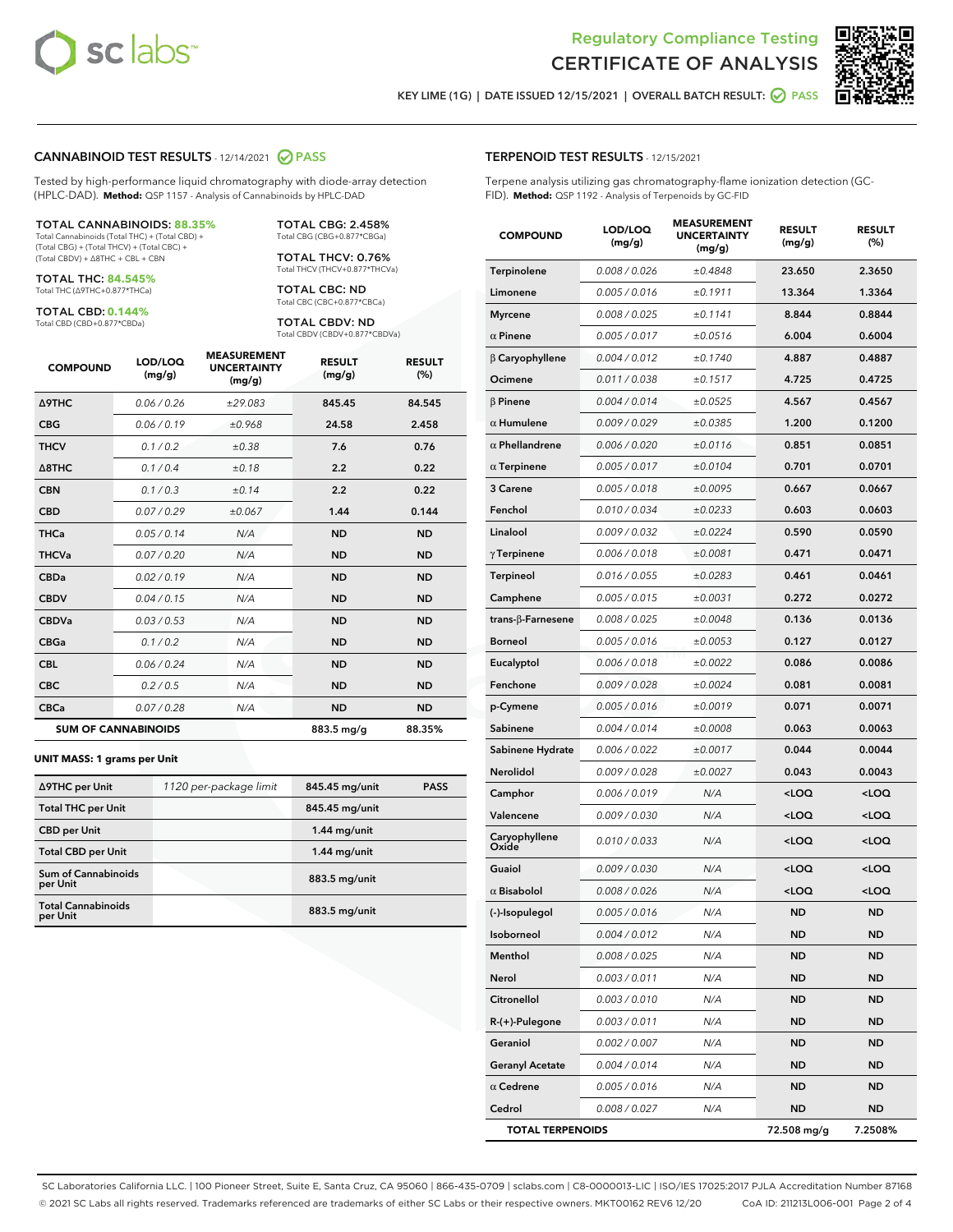Regulatory Compliance Testing
# CERTIFICATE OF ANALYSIS

KEY LIME (1G) | DATE ISSUED 12/15/2021 | OVERALL BATCH RESULT: PASS

## CANNABINOID TEST RESULTS - 12/14/2021 PASS

Tested by high-performance liquid chromatography with diode-array detection (HPLC-DAD). **Method:** QSP 1157 - Analysis of Cannabinoids by HPLC-DAD

**TOTAL CANNABINOIDS: 88.35%**
Total Cannabinoids (Total THC) + (Total CBD) + (Total CBG) + (Total THCV) + (Total CBC) + (Total CBDV) + Δ8THC + CBL + CBN

**TOTAL THC: 84.545%**
Total THC (Δ9THC+0.877*THCa)

**TOTAL CBD: 0.144%**
Total CBD (CBD+0.877*CBDa)

**TOTAL CBG: 2.458%**
Total CBG (CBG+0.877*CBGa)

**TOTAL THCV: 0.76%**
Total THCV (THCV+0.877*THCVa)

**TOTAL CBC: ND**
Total CBC (CBC+0.877*CBCa)

**TOTAL CBDV: ND**
Total CBDV (CBDV+0.877*CBDVa)

| COMPOUND | LOD/LOQ (mg/g) | MEASUREMENT UNCERTAINTY (mg/g) | RESULT (mg/g) | RESULT (%) |
|---|---|---|---|---|
| Δ9THC | 0.06 / 0.26 | ±29.083 | 845.45 | 84.545 |
| CBG | 0.06 / 0.19 | ±0.968 | 24.58 | 2.458 |
| THCV | 0.1 / 0.2 | ±0.38 | 7.6 | 0.76 |
| Δ8THC | 0.1 / 0.4 | ±0.18 | 2.2 | 0.22 |
| CBN | 0.1 / 0.3 | ±0.14 | 2.2 | 0.22 |
| CBD | 0.07 / 0.29 | ±0.067 | 1.44 | 0.144 |
| THCa | 0.05 / 0.14 | N/A | ND | ND |
| THCVa | 0.07 / 0.20 | N/A | ND | ND |
| CBDa | 0.02 / 0.19 | N/A | ND | ND |
| CBDV | 0.04 / 0.15 | N/A | ND | ND |
| CBDVa | 0.03 / 0.53 | N/A | ND | ND |
| CBGa | 0.1 / 0.2 | N/A | ND | ND |
| CBL | 0.06 / 0.24 | N/A | ND | ND |
| CBC | 0.2 / 0.5 | N/A | ND | ND |
| CBCa | 0.07 / 0.28 | N/A | ND | ND |
| **SUM OF CANNABINOIDS** | | | 883.5 mg/g | 88.35% |

**UNIT MASS: 1 grams per Unit**

| Δ9THC per Unit | 1120 per-package limit | 845.45 mg/unit | PASS |
|---|---|---|---|
| Total THC per Unit | | 845.45 mg/unit | |
| CBD per Unit | | 1.44 mg/unit | |
| Total CBD per Unit | | 1.44 mg/unit | |
| Sum of Cannabinoids per Unit | | 883.5 mg/unit | |
| Total Cannabinoids per Unit | | 883.5 mg/unit | |

## TERPENOID TEST RESULTS - 12/15/2021

Terpene analysis utilizing gas chromatography-flame ionization detection (GC-FID). **Method:** QSP 1192 - Analysis of Terpenoids by GC-FID

| COMPOUND | LOD/LOQ (mg/g) | MEASUREMENT UNCERTAINTY (mg/g) | RESULT (mg/g) | RESULT (%) |
|---|---|---|---|---|
| Terpinolene | 0.008 / 0.026 | ±0.4848 | 23.650 | 2.3650 |
| Limonene | 0.005 / 0.016 | ±0.1911 | 13.364 | 1.3364 |
| Myrcene | 0.008 / 0.025 | ±0.1141 | 8.844 | 0.8844 |
| α Pinene | 0.005 / 0.017 | ±0.0516 | 6.004 | 0.6004 |
| β Caryophyllene | 0.004 / 0.012 | ±0.1740 | 4.887 | 0.4887 |
| Ocimene | 0.011 / 0.038 | ±0.1517 | 4.725 | 0.4725 |
| β Pinene | 0.004 / 0.014 | ±0.0525 | 4.567 | 0.4567 |
| α Humulene | 0.009 / 0.029 | ±0.0385 | 1.200 | 0.1200 |
| α Phellandrene | 0.006 / 0.020 | ±0.0116 | 0.851 | 0.0851 |
| α Terpinene | 0.005 / 0.017 | ±0.0104 | 0.701 | 0.0701 |
| 3 Carene | 0.005 / 0.018 | ±0.0095 | 0.667 | 0.0667 |
| Fenchol | 0.010 / 0.034 | ±0.0233 | 0.603 | 0.0603 |
| Linalool | 0.009 / 0.032 | ±0.0224 | 0.590 | 0.0590 |
| γ Terpinene | 0.006 / 0.018 | ±0.0081 | 0.471 | 0.0471 |
| Terpineol | 0.016 / 0.055 | ±0.0283 | 0.461 | 0.0461 |
| Camphene | 0.005 / 0.015 | ±0.0031 | 0.272 | 0.0272 |
| trans-β-Farnesene | 0.008 / 0.025 | ±0.0048 | 0.136 | 0.0136 |
| Borneol | 0.005 / 0.016 | ±0.0053 | 0.127 | 0.0127 |
| Eucalyptol | 0.006 / 0.018 | ±0.0022 | 0.086 | 0.0086 |
| Fenchone | 0.009 / 0.028 | ±0.0024 | 0.081 | 0.0081 |
| p-Cymene | 0.005 / 0.016 | ±0.0019 | 0.071 | 0.0071 |
| Sabinene | 0.004 / 0.014 | ±0.0008 | 0.063 | 0.0063 |
| Sabinene Hydrate | 0.006 / 0.022 | ±0.0017 | 0.044 | 0.0044 |
| Nerolidol | 0.009 / 0.028 | ±0.0027 | 0.043 | 0.0043 |
| Camphor | 0.006 / 0.019 | N/A | <LOQ | <LOQ |
| Valencene | 0.009 / 0.030 | N/A | <LOQ | <LOQ |
| Caryophyllene Oxide | 0.010 / 0.033 | N/A | <LOQ | <LOQ |
| Guaiol | 0.009 / 0.030 | N/A | <LOQ | <LOQ |
| α Bisabolol | 0.008 / 0.026 | N/A | <LOQ | <LOQ |
| (-)-Isopulegol | 0.005 / 0.016 | N/A | ND | ND |
| Isoborneol | 0.004 / 0.012 | N/A | ND | ND |
| Menthol | 0.008 / 0.025 | N/A | ND | ND |
| Nerol | 0.003 / 0.011 | N/A | ND | ND |
| Citronellol | 0.003 / 0.010 | N/A | ND | ND |
| R-(+)-Pulegone | 0.003 / 0.011 | N/A | ND | ND |
| Geraniol | 0.002 / 0.007 | N/A | ND | ND |
| Geranyl Acetate | 0.004 / 0.014 | N/A | ND | ND |
| α Cedrene | 0.005 / 0.016 | N/A | ND | ND |
| Cedrol | 0.008 / 0.027 | N/A | ND | ND |
| **TOTAL TERPENOIDS** | | | 72.508 mg/g | 7.2508% |

SC Laboratories California LLC. | 100 Pioneer Street, Suite E, Santa Cruz, CA 95060 | 866-435-0709 | sclabs.com | C8-0000013-LIC | ISO/IES 17025:2017 PJLA Accreditation Number 87168
© 2021 SC Labs all rights reserved. Trademarks referenced are trademarks of either SC Labs or their respective owners. MKT00162 REV6 12/20 CoA ID: 211213L006-001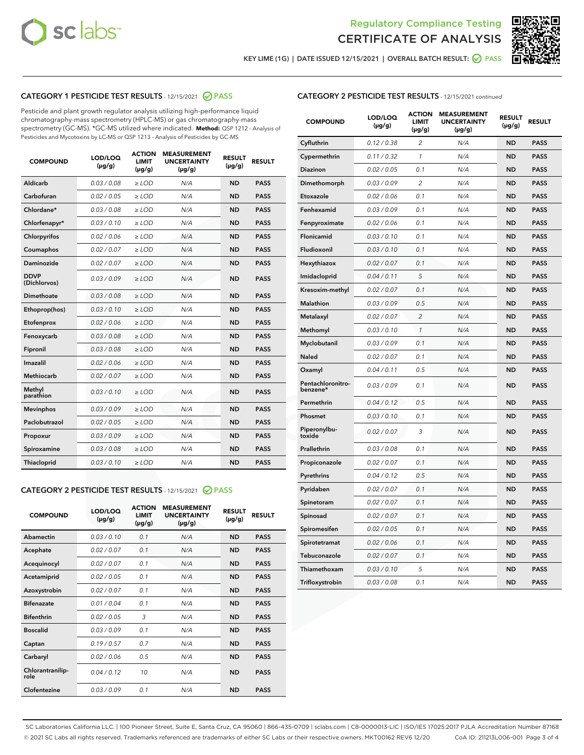Regulatory Compliance Testing
CERTIFICATE OF ANALYSIS

KEY LIME (1G) | DATE ISSUED 12/15/2021 | OVERALL BATCH RESULT: PASS

## CATEGORY 1 PESTICIDE TEST RESULTS - 12/15/2021 PASS

Pesticide and plant growth regulator analysis utilizing high-performance liquid chromatography-mass spectrometry (HPLC-MS) or gas chromatography-mass spectrometry (GC-MS). *GC-MS utilized where indicated. **Method:** QSP 1212 - Analysis of Pesticides and Mycotoxins by LC-MS or QSP 1213 - Analysis of Pesticides by GC-MS

| COMPOUND | LOD/LOQ (µg/g) | ACTION LIMIT (µg/g) | MEASUREMENT UNCERTAINTY (µg/g) | RESULT (µg/g) | RESULT |
|---|---|---|---|---|---|
| Aldicarb | 0.03 / 0.08 | ≥ LOD | N/A | ND | PASS |
| Carbofuran | 0.02 / 0.05 | ≥ LOD | N/A | ND | PASS |
| Chlordane* | 0.03 / 0.08 | ≥ LOD | N/A | ND | PASS |
| Chlorfenapyr* | 0.03 / 0.10 | ≥ LOD | N/A | ND | PASS |
| Chlorpyrifos | 0.02 / 0.06 | ≥ LOD | N/A | ND | PASS |
| Coumaphos | 0.02 / 0.07 | ≥ LOD | N/A | ND | PASS |
| Daminozide | 0.02 / 0.07 | ≥ LOD | N/A | ND | PASS |
| DDVP (Dichlorvos) | 0.03 / 0.09 | ≥ LOD | N/A | ND | PASS |
| Dimethoate | 0.03 / 0.08 | ≥ LOD | N/A | ND | PASS |
| Ethoprop(hos) | 0.03 / 0.10 | ≥ LOD | N/A | ND | PASS |
| Etofenprox | 0.02 / 0.06 | ≥ LOD | N/A | ND | PASS |
| Fenoxycarb | 0.03 / 0.08 | ≥ LOD | N/A | ND | PASS |
| Fipronil | 0.03 / 0.08 | ≥ LOD | N/A | ND | PASS |
| Imazalil | 0.02 / 0.06 | ≥ LOD | N/A | ND | PASS |
| Methiocarb | 0.02 / 0.07 | ≥ LOD | N/A | ND | PASS |
| Methyl parathion | 0.03 / 0.10 | ≥ LOD | N/A | ND | PASS |
| Mevinphos | 0.03 / 0.09 | ≥ LOD | N/A | ND | PASS |
| Paclobutrazol | 0.02 / 0.05 | ≥ LOD | N/A | ND | PASS |
| Propoxur | 0.03 / 0.09 | ≥ LOD | N/A | ND | PASS |
| Spiroxamine | 0.03 / 0.08 | ≥ LOD | N/A | ND | PASS |
| Thiacloprid | 0.03 / 0.10 | ≥ LOD | N/A | ND | PASS |

## CATEGORY 2 PESTICIDE TEST RESULTS - 12/15/2021 PASS

| COMPOUND | LOD/LOQ (µg/g) | ACTION LIMIT (µg/g) | MEASUREMENT UNCERTAINTY (µg/g) | RESULT (µg/g) | RESULT |
|---|---|---|---|---|---|
| Abamectin | 0.03 / 0.10 | 0.1 | N/A | ND | PASS |
| Acephate | 0.02 / 0.07 | 0.1 | N/A | ND | PASS |
| Acequinocyl | 0.02 / 0.07 | 0.1 | N/A | ND | PASS |
| Acetamiprid | 0.02 / 0.05 | 0.1 | N/A | ND | PASS |
| Azoxystrobin | 0.02 / 0.07 | 0.1 | N/A | ND | PASS |
| Bifenazate | 0.01 / 0.04 | 0.1 | N/A | ND | PASS |
| Bifenthrin | 0.02 / 0.05 | 3 | N/A | ND | PASS |
| Boscalid | 0.03 / 0.09 | 0.1 | N/A | ND | PASS |
| Captan | 0.19 / 0.57 | 0.7 | N/A | ND | PASS |
| Carbaryl | 0.02 / 0.06 | 0.5 | N/A | ND | PASS |
| Chlorantraniliprole | 0.04 / 0.12 | 10 | N/A | ND | PASS |
| Clofentezine | 0.03 / 0.09 | 0.1 | N/A | ND | PASS |
| Cyfluthrin | 0.12 / 0.38 | 2 | N/A | ND | PASS |
| Cypermethrin | 0.11 / 0.32 | 1 | N/A | ND | PASS |
| Diazinon | 0.02 / 0.05 | 0.1 | N/A | ND | PASS |
| Dimethomorph | 0.03 / 0.09 | 2 | N/A | ND | PASS |
| Etoxazole | 0.02 / 0.06 | 0.1 | N/A | ND | PASS |
| Fenhexamid | 0.03 / 0.09 | 0.1 | N/A | ND | PASS |
| Fenpyroximate | 0.02 / 0.06 | 0.1 | N/A | ND | PASS |
| Flonicamid | 0.03 / 0.10 | 0.1 | N/A | ND | PASS |
| Fludioxonil | 0.03 / 0.10 | 0.1 | N/A | ND | PASS |
| Hexythiazox | 0.02 / 0.07 | 0.1 | N/A | ND | PASS |
| Imidacloprid | 0.04 / 0.11 | 5 | N/A | ND | PASS |
| Kresoxim-methyl | 0.02 / 0.07 | 0.1 | N/A | ND | PASS |
| Malathion | 0.03 / 0.09 | 0.5 | N/A | ND | PASS |
| Metalaxyl | 0.02 / 0.07 | 2 | N/A | ND | PASS |
| Methomyl | 0.03 / 0.10 | 1 | N/A | ND | PASS |
| Myclobutanil | 0.03 / 0.09 | 0.1 | N/A | ND | PASS |
| Naled | 0.02 / 0.07 | 0.1 | N/A | ND | PASS |
| Oxamyl | 0.04 / 0.11 | 0.5 | N/A | ND | PASS |
| Pentachloronitrobenzene* | 0.03 / 0.09 | 0.1 | N/A | ND | PASS |
| Permethrin | 0.04 / 0.12 | 0.5 | N/A | ND | PASS |
| Phosmet | 0.03 / 0.10 | 0.1 | N/A | ND | PASS |
| Piperonylbutoxide | 0.02 / 0.07 | 3 | N/A | ND | PASS |
| Prallethrin | 0.03 / 0.08 | 0.1 | N/A | ND | PASS |
| Propiconazole | 0.02 / 0.07 | 0.1 | N/A | ND | PASS |
| Pyrethrins | 0.04 / 0.12 | 0.5 | N/A | ND | PASS |
| Pyridaben | 0.02 / 0.07 | 0.1 | N/A | ND | PASS |
| Spinetoram | 0.02 / 0.07 | 0.1 | N/A | ND | PASS |
| Spinosad | 0.02 / 0.07 | 0.1 | N/A | ND | PASS |
| Spiromesifen | 0.02 / 0.05 | 0.1 | N/A | ND | PASS |
| Spirotetramat | 0.02 / 0.06 | 0.1 | N/A | ND | PASS |
| Tebuconazole | 0.02 / 0.07 | 0.1 | N/A | ND | PASS |
| Thiamethoxam | 0.03 / 0.10 | 5 | N/A | ND | PASS |
| Trifloxystrobin | 0.03 / 0.08 | 0.1 | N/A | ND | PASS |

SC Laboratories California LLC. | 100 Pioneer Street, Suite E, Santa Cruz, CA 95060 | 866-435-0709 | sclabs.com | C8-0000013-LIC | ISO/IES 17025:2017 PJLA Accreditation Number 87168
© 2021 SC Labs all rights reserved. Trademarks referenced are trademarks of either SC Labs or their respective owners. MKT00162 REV6 12/20 CoA ID: 211213L006-001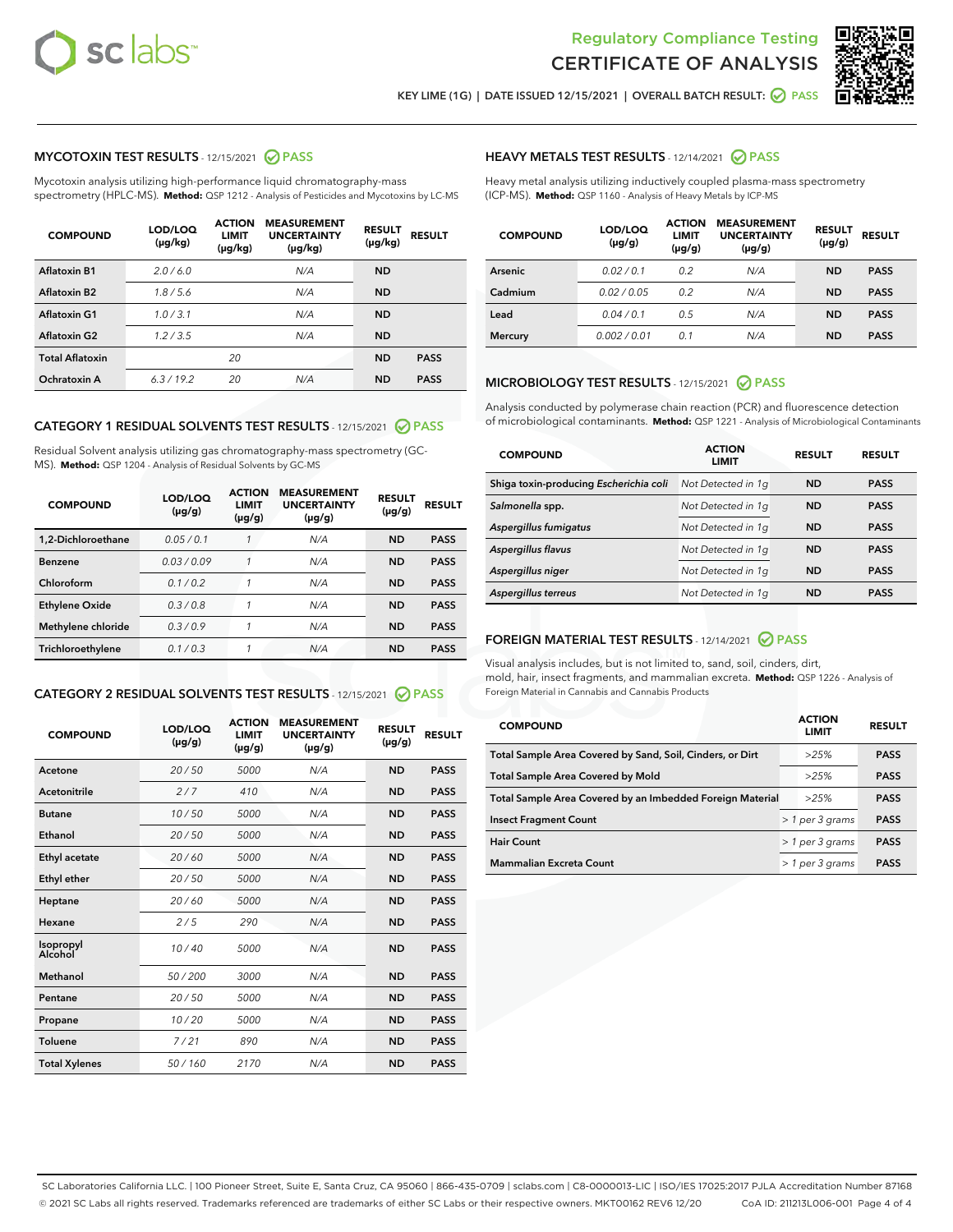Regulatory Compliance Testing

# CERTIFICATE OF ANALYSIS

KEY LIME (1G) | DATE ISSUED 12/15/2021 | OVERALL BATCH RESULT: PASS

## MYCOTOXIN TEST RESULTS - 12/15/2021 PASS

Mycotoxin analysis utilizing high-performance liquid chromatography-mass spectrometry (HPLC-MS). **Method:** QSP 1212 - Analysis of Pesticides and Mycotoxins by LC-MS

| COMPOUND | LOD/LOQ (μg/kg) | ACTION LIMIT (μg/kg) | MEASUREMENT UNCERTAINTY (μg/kg) | RESULT (μg/kg) | RESULT |
|---|---|---|---|---|---|
| Aflatoxin B1 | 2.0 / 6.0 | | N/A | ND | |
| Aflatoxin B2 | 1.8 / 5.6 | | N/A | ND | |
| Aflatoxin G1 | 1.0 / 3.1 | | N/A | ND | |
| Aflatoxin G2 | 1.2 / 3.5 | | N/A | ND | |
| Total Aflatoxin | | 20 | | ND | PASS |
| Ochratoxin A | 6.3 / 19.2 | 20 | N/A | ND | PASS |

## CATEGORY 1 RESIDUAL SOLVENTS TEST RESULTS - 12/15/2021 PASS

Residual Solvent analysis utilizing gas chromatography-mass spectrometry (GC-MS). **Method:** QSP 1204 - Analysis of Residual Solvents by GC-MS

| COMPOUND | LOD/LOQ (μg/g) | ACTION LIMIT (μg/g) | MEASUREMENT UNCERTAINTY (μg/g) | RESULT (μg/g) | RESULT |
|---|---|---|---|---|---|
| 1,2-Dichloroethane | 0.05 / 0.1 | 1 | N/A | ND | PASS |
| Benzene | 0.03 / 0.09 | 1 | N/A | ND | PASS |
| Chloroform | 0.1 / 0.2 | 1 | N/A | ND | PASS |
| Ethylene Oxide | 0.3 / 0.8 | 1 | N/A | ND | PASS |
| Methylene chloride | 0.3 / 0.9 | 1 | N/A | ND | PASS |
| Trichloroethylene | 0.1 / 0.3 | 1 | N/A | ND | PASS |

## CATEGORY 2 RESIDUAL SOLVENTS TEST RESULTS - 12/15/2021 PASS

| COMPOUND | LOD/LOQ (μg/g) | ACTION LIMIT (μg/g) | MEASUREMENT UNCERTAINTY (μg/g) | RESULT (μg/g) | RESULT |
|---|---|---|---|---|---|
| Acetone | 20 / 50 | 5000 | N/A | ND | PASS |
| Acetonitrile | 2 / 7 | 410 | N/A | ND | PASS |
| Butane | 10 / 50 | 5000 | N/A | ND | PASS |
| Ethanol | 20 / 50 | 5000 | N/A | ND | PASS |
| Ethyl acetate | 20 / 60 | 5000 | N/A | ND | PASS |
| Ethyl ether | 20 / 50 | 5000 | N/A | ND | PASS |
| Heptane | 20 / 60 | 5000 | N/A | ND | PASS |
| Hexane | 2 / 5 | 290 | N/A | ND | PASS |
| Isopropyl Alcohol | 10 / 40 | 5000 | N/A | ND | PASS |
| Methanol | 50 / 200 | 3000 | N/A | ND | PASS |
| Pentane | 20 / 50 | 5000 | N/A | ND | PASS |
| Propane | 10 / 20 | 5000 | N/A | ND | PASS |
| Toluene | 7 / 21 | 890 | N/A | ND | PASS |
| Total Xylenes | 50 / 160 | 2170 | N/A | ND | PASS |

## HEAVY METALS TEST RESULTS - 12/14/2021 PASS

Heavy metal analysis utilizing inductively coupled plasma-mass spectrometry (ICP-MS). **Method:** QSP 1160 - Analysis of Heavy Metals by ICP-MS

| COMPOUND | LOD/LOQ (μg/g) | ACTION LIMIT (μg/g) | MEASUREMENT UNCERTAINTY (μg/g) | RESULT (μg/g) | RESULT |
|---|---|---|---|---|---|
| Arsenic | 0.02 / 0.1 | 0.2 | N/A | ND | PASS |
| Cadmium | 0.02 / 0.05 | 0.2 | N/A | ND | PASS |
| Lead | 0.04 / 0.1 | 0.5 | N/A | ND | PASS |
| Mercury | 0.002 / 0.01 | 0.1 | N/A | ND | PASS |

## MICROBIOLOGY TEST RESULTS - 12/15/2021 PASS

Analysis conducted by polymerase chain reaction (PCR) and fluorescence detection of microbiological contaminants. **Method:** QSP 1221 - Analysis of Microbiological Contaminants

| COMPOUND | ACTION LIMIT | RESULT | RESULT |
|---|---|---|---|
| Shiga toxin-producing *Escherichia coli* | Not Detected in 1g | ND | PASS |
| *Salmonella* spp. | Not Detected in 1g | ND | PASS |
| *Aspergillus fumigatus* | Not Detected in 1g | ND | PASS |
| *Aspergillus flavus* | Not Detected in 1g | ND | PASS |
| *Aspergillus niger* | Not Detected in 1g | ND | PASS |
| *Aspergillus terreus* | Not Detected in 1g | ND | PASS |

## FOREIGN MATERIAL TEST RESULTS - 12/14/2021 PASS

Visual analysis includes, but is not limited to, sand, soil, cinders, dirt, mold, hair, insect fragments, and mammalian excreta. **Method:** QSP 1226 - Analysis of Foreign Material in Cannabis and Cannabis Products

| COMPOUND | ACTION LIMIT | RESULT |
|---|---|---|
| Total Sample Area Covered by Sand, Soil, Cinders, or Dirt | >25% | PASS |
| Total Sample Area Covered by Mold | >25% | PASS |
| Total Sample Area Covered by an Imbedded Foreign Material | >25% | PASS |
| Insect Fragment Count | > 1 per 3 grams | PASS |
| Hair Count | > 1 per 3 grams | PASS |
| Mammalian Excreta Count | > 1 per 3 grams | PASS |

SC Laboratories California LLC. | 100 Pioneer Street, Suite E, Santa Cruz, CA 95060 | 866-435-0709 | sclabs.com | C8-0000013-LIC | ISO/IES 17025:2017 PJLA Accreditation Number 87168
© 2021 SC Labs all rights reserved. Trademarks referenced are trademarks of either SC Labs or their respective owners. MKT00162 REV6 12/20 CoA ID: 211213L006-001